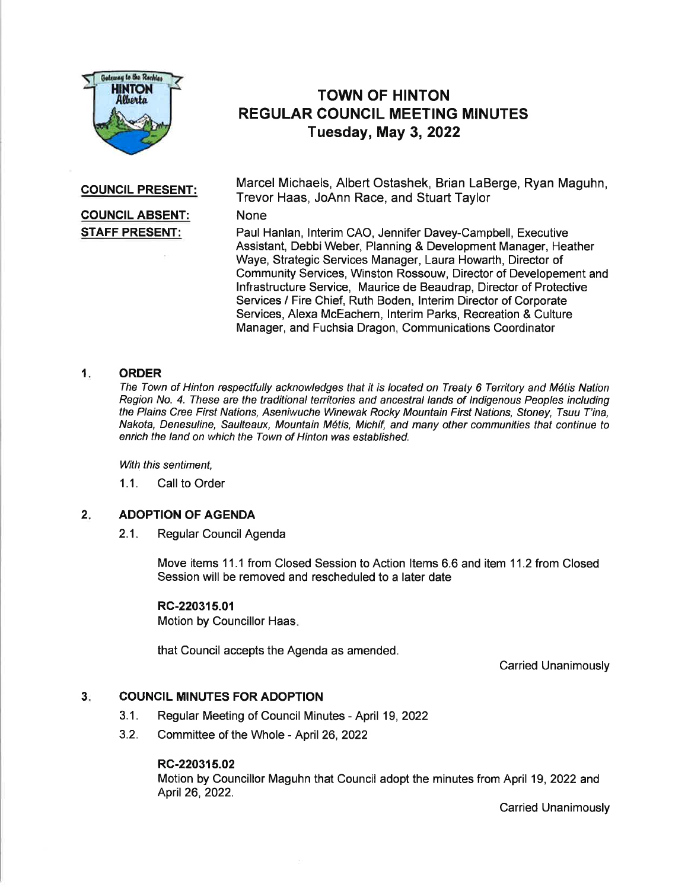# TOWN OF HINTON
# REGULAR COUNCIL MEETING MINUTES
## Tuesday, May 3, 2022

**COUNCIL PRESENT:** Marcel Michaels, Albert Ostashek, Brian LaBerge, Ryan Maguhn, Trevor Haas, JoAnn Race, and Stuart Taylor

**COUNCIL ABSENT:** None

**STAFF PRESENT:** Paul Hanlan, Interim CAO, Jennifer Davey-Campbell, Executive Assistant, Debbi Weber, Planning & Development Manager, Heather Waye, Strategic Services Manager, Laura Howarth, Director of Community Services, Winston Rossouw, Director of Developement and Infrastructure Service, Maurice de Beaudrap, Director of Protective Services / Fire Chief, Ruth Boden, Interim Director of Corporate Services, Alexa McEachern, Interim Parks, Recreation & Culture Manager, and Fuchsia Dragon, Communications Coordinator

### 1. ORDER

*The Town of Hinton respectfully acknowledges that it is located on Treaty 6 Territory and Métis Nation Region No. 4. These are the traditional territories and ancestral lands of Indigenous Peoples including the Plains Cree First Nations, Aseniwuche Winewak Rocky Mountain First Nations, Stoney, Tsuu T'ina, Nakota, Denesuline, Saulteaux, Mountain Métis, Michif, and many other communities that continue to enrich the land on which the Town of Hinton was established.*

*With this sentiment,*

1.1. Call to Order

### 2. ADOPTION OF AGENDA

2.1. Regular Council Agenda

Move items 11.1 from Closed Session to Action Items 6.6 and item 11.2 from Closed Session will be removed and rescheduled to a later date

**RC-220315.01**
Motion by Councillor Haas.

that Council accepts the Agenda as amended.

Carried Unanimously

### 3. COUNCIL MINUTES FOR ADOPTION

3.1. Regular Meeting of Council Minutes - April 19, 2022

3.2. Committee of the Whole - April 26, 2022

**RC-220315.02**
Motion by Councillor Maguhn that Council adopt the minutes from April 19, 2022 and April 26, 2022.

Carried Unanimously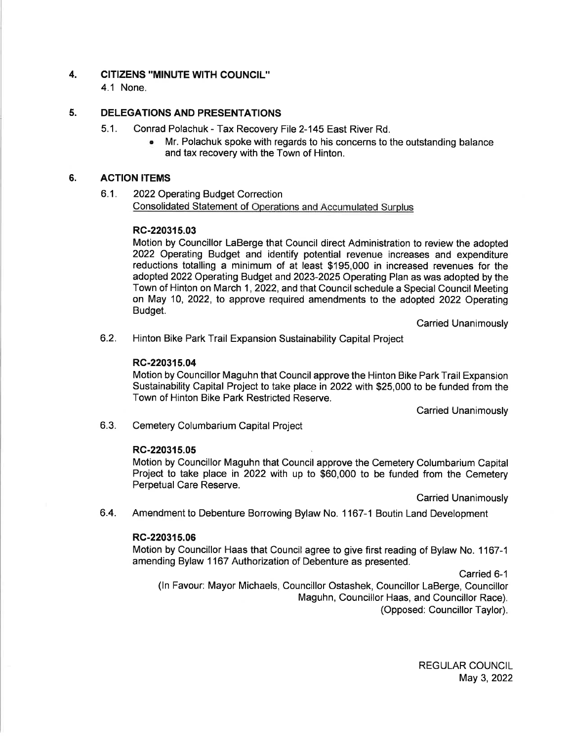## 4. CITIZENS "MINUTE WITH COUNCIL"

4.1 None.

## 5. DELEGATIONS AND PRESENTATIONS

5.1. Conrad Polachuk - Tax Recovery File 2-145 East River Rd.

- Mr. Polachuk spoke with regards to his concerns to the outstanding balance and tax recovery with the Town of Hinton.

## 6. ACTION ITEMS

6.1. 2022 Operating Budget Correction
Consolidated Statement of Operations and Accumulated Surplus

**RC-220315.03**

Motion by Councillor LaBerge that Council direct Administration to review the adopted 2022 Operating Budget and identify potential revenue increases and expenditure reductions totalling a minimum of at least $195,000 in increased revenues for the adopted 2022 Operating Budget and 2023-2025 Operating Plan as was adopted by the Town of Hinton on March 1, 2022, and that Council schedule a Special Council Meeting on May 10, 2022, to approve required amendments to the adopted 2022 Operating Budget.

Carried Unanimously

6.2. Hinton Bike Park Trail Expansion Sustainability Capital Project

**RC-220315.04**

Motion by Councillor Maguhn that Council approve the Hinton Bike Park Trail Expansion Sustainability Capital Project to take place in 2022 with $25,000 to be funded from the Town of Hinton Bike Park Restricted Reserve.

Carried Unanimously

6.3. Cemetery Columbarium Capital Project

**RC-220315.05**

Motion by Councillor Maguhn that Council approve the Cemetery Columbarium Capital Project to take place in 2022 with up to $60,000 to be funded from the Cemetery Perpetual Care Reserve.

Carried Unanimously

6.4. Amendment to Debenture Borrowing Bylaw No. 1167-1 Boutin Land Development

**RC-220315.06**

Motion by Councillor Haas that Council agree to give first reading of Bylaw No. 1167-1 amending Bylaw 1167 Authorization of Debenture as presented.

Carried 6-1

(In Favour: Mayor Michaels, Councillor Ostashek, Councillor LaBerge, Councillor Maguhn, Councillor Haas, and Councillor Race).
(Opposed: Councillor Taylor).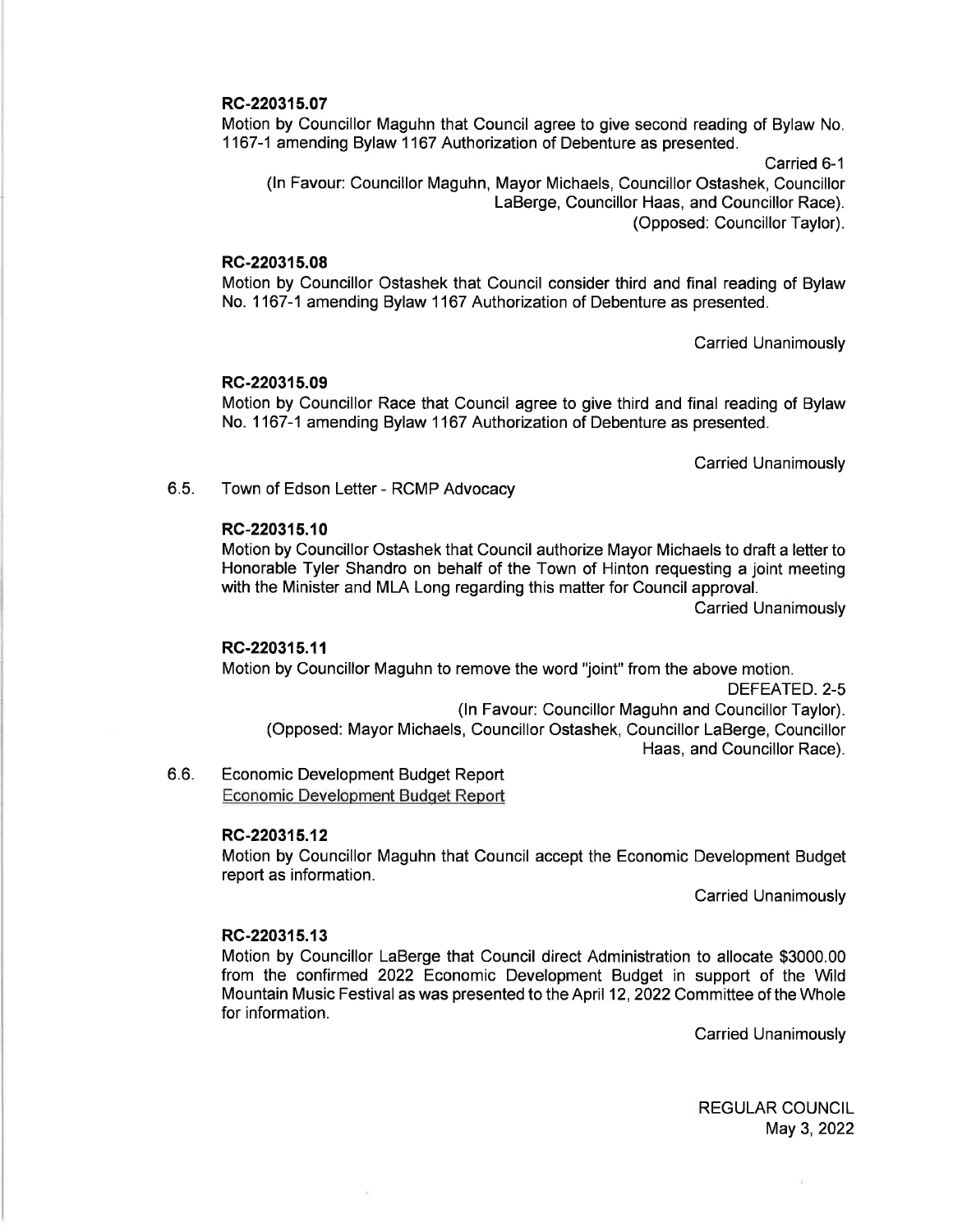**RC-220315.07**

Motion by Councillor Maguhn that Council agree to give second reading of Bylaw No. 1167-1 amending Bylaw 1167 Authorization of Debenture as presented.

Carried 6-1

(In Favour: Councillor Maguhn, Mayor Michaels, Councillor Ostashek, Councillor LaBerge, Councillor Haas, and Councillor Race).
(Opposed: Councillor Taylor).

**RC-220315.08**

Motion by Councillor Ostashek that Council consider third and final reading of Bylaw No. 1167-1 amending Bylaw 1167 Authorization of Debenture as presented.

Carried Unanimously

**RC-220315.09**

Motion by Councillor Race that Council agree to give third and final reading of Bylaw No. 1167-1 amending Bylaw 1167 Authorization of Debenture as presented.

Carried Unanimously

6.5. Town of Edson Letter - RCMP Advocacy

**RC-220315.10**

Motion by Councillor Ostashek that Council authorize Mayor Michaels to draft a letter to Honorable Tyler Shandro on behalf of the Town of Hinton requesting a joint meeting with the Minister and MLA Long regarding this matter for Council approval.

Carried Unanimously

**RC-220315.11**

Motion by Councillor Maguhn to remove the word "joint" from the above motion.

DEFEATED. 2-5

(In Favour: Councillor Maguhn and Councillor Taylor).
(Opposed: Mayor Michaels, Councillor Ostashek, Councillor LaBerge, Councillor Haas, and Councillor Race).

6.6. Economic Development Budget Report

Economic Development Budget Report

**RC-220315.12**

Motion by Councillor Maguhn that Council accept the Economic Development Budget report as information.

Carried Unanimously

**RC-220315.13**

Motion by Councillor LaBerge that Council direct Administration to allocate $3000.00 from the confirmed 2022 Economic Development Budget in support of the Wild Mountain Music Festival as was presented to the April 12, 2022 Committee of the Whole for information.

Carried Unanimously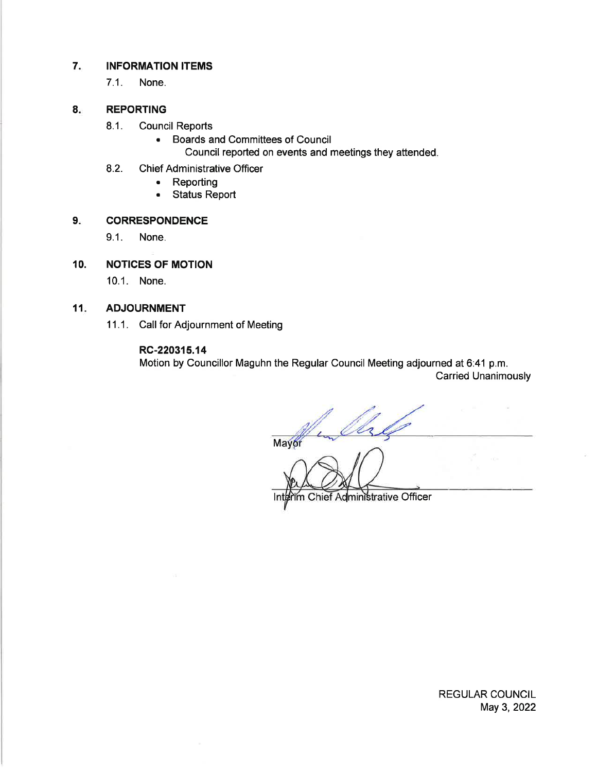## 7. INFORMATION ITEMS

7.1. None.

## 8. REPORTING

8.1. Council Reports

- Boards and Committees of Council
  Council reported on events and meetings they attended.

8.2. Chief Administrative Officer

- Reporting
- Status Report

## 9. CORRESPONDENCE

9.1. None.

## 10. NOTICES OF MOTION

10.1. None.

## 11. ADJOURNMENT

11.1. Call for Adjournment of Meeting

**RC-220315.14**
Motion by Councillor Maguhn the Regular Council Meeting adjourned at 6:41 p.m.
Carried Unanimously

Mayor

Interim Chief Administrative Officer

REGULAR COUNCIL
May 3, 2022